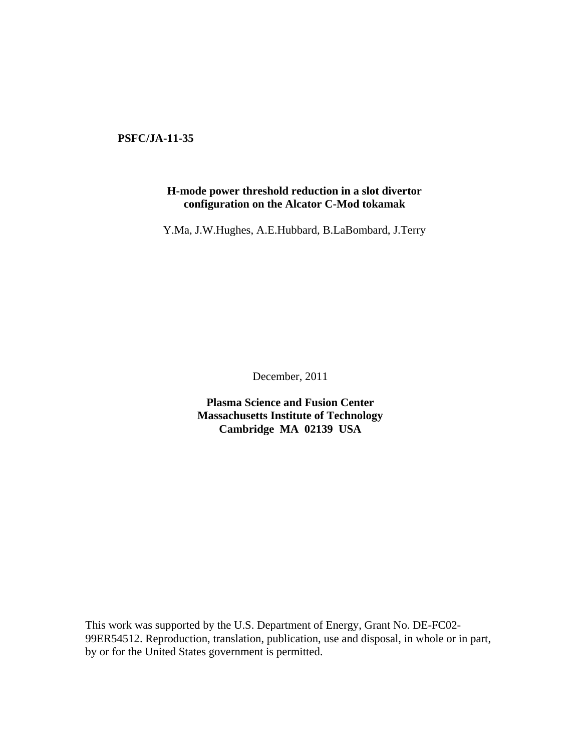**PSFC/JA-11-35**

**H-mode power threshold reduction in a slot divertor configuration on the Alcator C-Mod tokamak**

Y.Ma, J.W.Hughes, A.E.Hubbard, B.LaBombard, J.Terry

December, 2011

**Plasma Science and Fusion Center**
**Massachusetts Institute of Technology**
**Cambridge MA 02139 USA**

This work was supported by the U.S. Department of Energy, Grant No. DE-FC02-99ER54512. Reproduction, translation, publication, use and disposal, in whole or in part, by or for the United States government is permitted.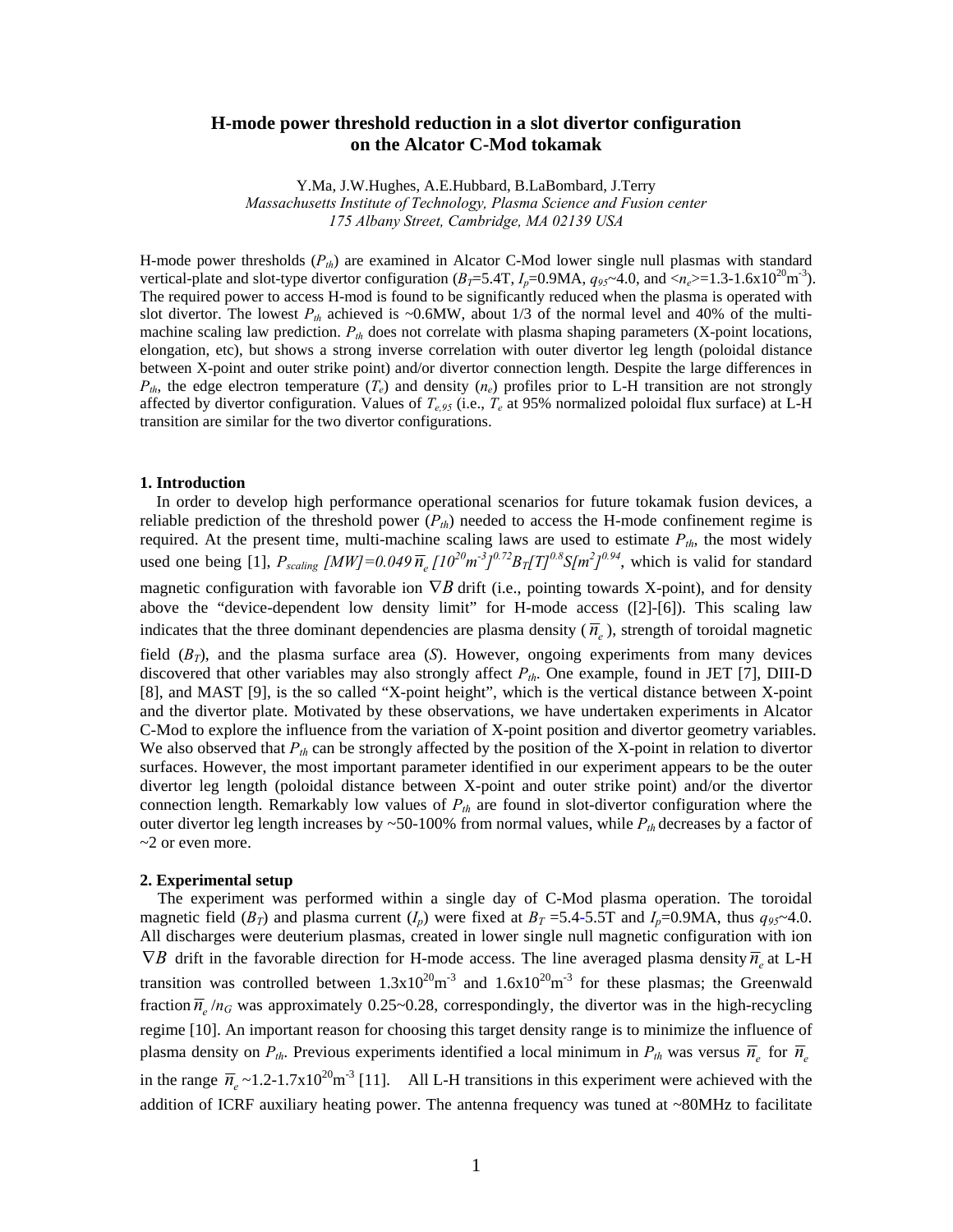# H-mode power threshold reduction in a slot divertor configuration on the Alcator C-Mod tokamak

Y.Ma, J.W.Hughes, A.E.Hubbard, B.LaBombard, J.Terry

*Massachusetts Institute of Technology, Plasma Science and Fusion center*
*175 Albany Street, Cambridge, MA 02139 USA*

H-mode power thresholds ($P_{th}$) are examined in Alcator C-Mod lower single null plasmas with standard vertical-plate and slot-type divertor configuration ($B_T$=5.4T, $I_p$=0.9MA, $q_{95}$~4.0, and $<n_e>$=1.3-1.6x$10^{20}$m$^{-3}$). The required power to access H-mod is found to be significantly reduced when the plasma is operated with slot divertor. The lowest $P_{th}$ achieved is ~0.6MW, about 1/3 of the normal level and 40% of the multi-machine scaling law prediction. $P_{th}$ does not correlate with plasma shaping parameters (X-point locations, elongation, etc), but shows a strong inverse correlation with outer divertor leg length (poloidal distance between X-point and outer strike point) and/or divertor connection length. Despite the large differences in $P_{th}$, the edge electron temperature ($T_e$) and density ($n_e$) profiles prior to L-H transition are not strongly affected by divertor configuration. Values of $T_{e,95}$ (i.e., $T_e$ at 95% normalized poloidal flux surface) at L-H transition are similar for the two divertor configurations.

## 1. Introduction

In order to develop high performance operational scenarios for future tokamak fusion devices, a reliable prediction of the threshold power ($P_{th}$) needed to access the H-mode confinement regime is required. At the present time, multi-machine scaling laws are used to estimate $P_{th}$, the most widely used one being [1], $P_{scaling}\ [MW]=0.049\,\overline{n}_e\,[10^{20}m^{-3}]^{0.72}B_T[T]^{0.8}S[m^2]^{0.94}$, which is valid for standard magnetic configuration with favorable ion $\nabla B$ drift (i.e., pointing towards X-point), and for density above the "device-dependent low density limit" for H-mode access ([2]-[6]). This scaling law indicates that the three dominant dependencies are plasma density ($\overline{n}_e$), strength of toroidal magnetic field ($B_T$), and the plasma surface area ($S$). However, ongoing experiments from many devices discovered that other variables may also strongly affect $P_{th}$. One example, found in JET [7], DIII-D [8], and MAST [9], is the so called "X-point height", which is the vertical distance between X-point and the divertor plate. Motivated by these observations, we have undertaken experiments in Alcator C-Mod to explore the influence from the variation of X-point position and divertor geometry variables. We also observed that $P_{th}$ can be strongly affected by the position of the X-point in relation to divertor surfaces. However, the most important parameter identified in our experiment appears to be the outer divertor leg length (poloidal distance between X-point and outer strike point) and/or the divertor connection length. Remarkably low values of $P_{th}$ are found in slot-divertor configuration where the outer divertor leg length increases by ~50-100% from normal values, while $P_{th}$ decreases by a factor of ~2 or even more.

## 2. Experimental setup

The experiment was performed within a single day of C-Mod plasma operation. The toroidal magnetic field ($B_T$) and plasma current ($I_p$) were fixed at $B_T$ =5.4-5.5T and $I_p$=0.9MA, thus $q_{95}$~4.0. All discharges were deuterium plasmas, created in lower single null magnetic configuration with ion $\nabla B$ drift in the favorable direction for H-mode access. The line averaged plasma density $\overline{n}_e$ at L-H transition was controlled between 1.3x$10^{20}$m$^{-3}$ and 1.6x$10^{20}$m$^{-3}$ for these plasmas; the Greenwald fraction $\overline{n}_e/n_G$ was approximately 0.25~0.28, correspondingly, the divertor was in the high-recycling regime [10]. An important reason for choosing this target density range is to minimize the influence of plasma density on $P_{th}$. Previous experiments identified a local minimum in $P_{th}$ was versus $\overline{n}_e$ for $\overline{n}_e$ in the range $\overline{n}_e$ ~1.2-1.7x$10^{20}$m$^{-3}$ [11]. All L-H transitions in this experiment were achieved with the addition of ICRF auxiliary heating power. The antenna frequency was tuned at ~80MHz to facilitate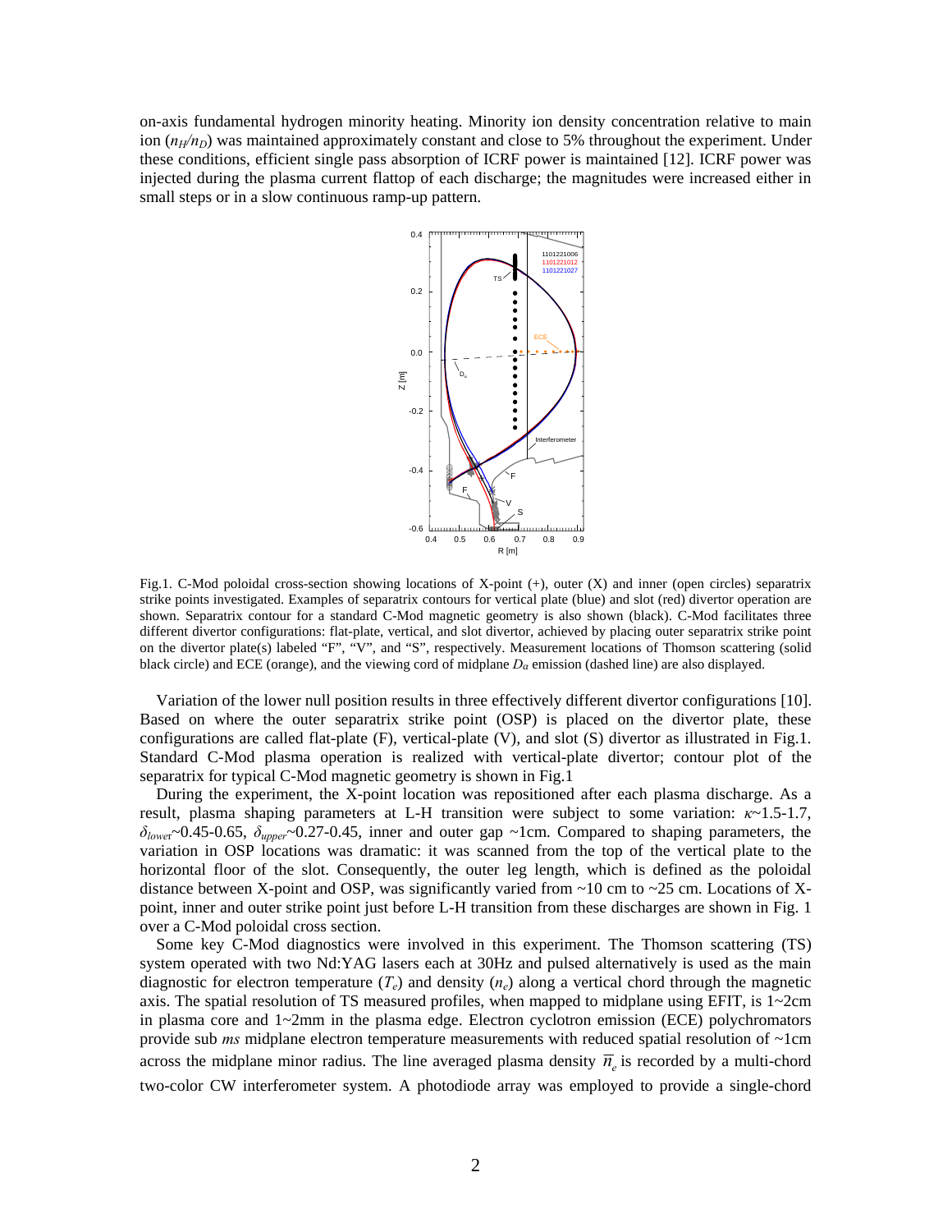on-axis fundamental hydrogen minority heating. Minority ion density concentration relative to main ion ($n_H/n_D$) was maintained approximately constant and close to 5% throughout the experiment. Under these conditions, efficient single pass absorption of ICRF power is maintained [12]. ICRF power was injected during the plasma current flattop of each discharge; the magnitudes were increased either in small steps or in a slow continuous ramp-up pattern.

Fig.1. C-Mod poloidal cross-section showing locations of X-point (+), outer (X) and inner (open circles) separatrix strike points investigated. Examples of separatrix contours for vertical plate (blue) and slot (red) divertor operation are shown. Separatrix contour for a standard C-Mod magnetic geometry is also shown (black). C-Mod facilitates three different divertor configurations: flat-plate, vertical, and slot divertor, achieved by placing outer separatrix strike point on the divertor plate(s) labeled "F", "V", and "S", respectively. Measurement locations of Thomson scattering (solid black circle) and ECE (orange), and the viewing cord of midplane $D_\alpha$ emission (dashed line) are also displayed.

Variation of the lower null position results in three effectively different divertor configurations [10]. Based on where the outer separatrix strike point (OSP) is placed on the divertor plate, these configurations are called flat-plate (F), vertical-plate (V), and slot (S) divertor as illustrated in Fig.1. Standard C-Mod plasma operation is realized with vertical-plate divertor; contour plot of the separatrix for typical C-Mod magnetic geometry is shown in Fig.1

During the experiment, the X-point location was repositioned after each plasma discharge. As a result, plasma shaping parameters at L-H transition were subject to some variation: $\kappa$~1.5-1.7, $\delta_{lower}$~0.45-0.65, $\delta_{upper}$~0.27-0.45, inner and outer gap ~1cm. Compared to shaping parameters, the variation in OSP locations was dramatic: it was scanned from the top of the vertical plate to the horizontal floor of the slot. Consequently, the outer leg length, which is defined as the poloidal distance between X-point and OSP, was significantly varied from ~10 cm to ~25 cm. Locations of X-point, inner and outer strike point just before L-H transition from these discharges are shown in Fig. 1 over a C-Mod poloidal cross section.

Some key C-Mod diagnostics were involved in this experiment. The Thomson scattering (TS) system operated with two Nd:YAG lasers each at 30Hz and pulsed alternatively is used as the main diagnostic for electron temperature ($T_e$) and density ($n_e$) along a vertical chord through the magnetic axis. The spatial resolution of TS measured profiles, when mapped to midplane using EFIT, is 1~2cm in plasma core and 1~2mm in the plasma edge. Electron cyclotron emission (ECE) polychromators provide sub *ms* midplane electron temperature measurements with reduced spatial resolution of ~1cm across the midplane minor radius. The line averaged plasma density $\overline{n}_e$ is recorded by a multi-chord two-color CW interferometer system. A photodiode array was employed to provide a single-chord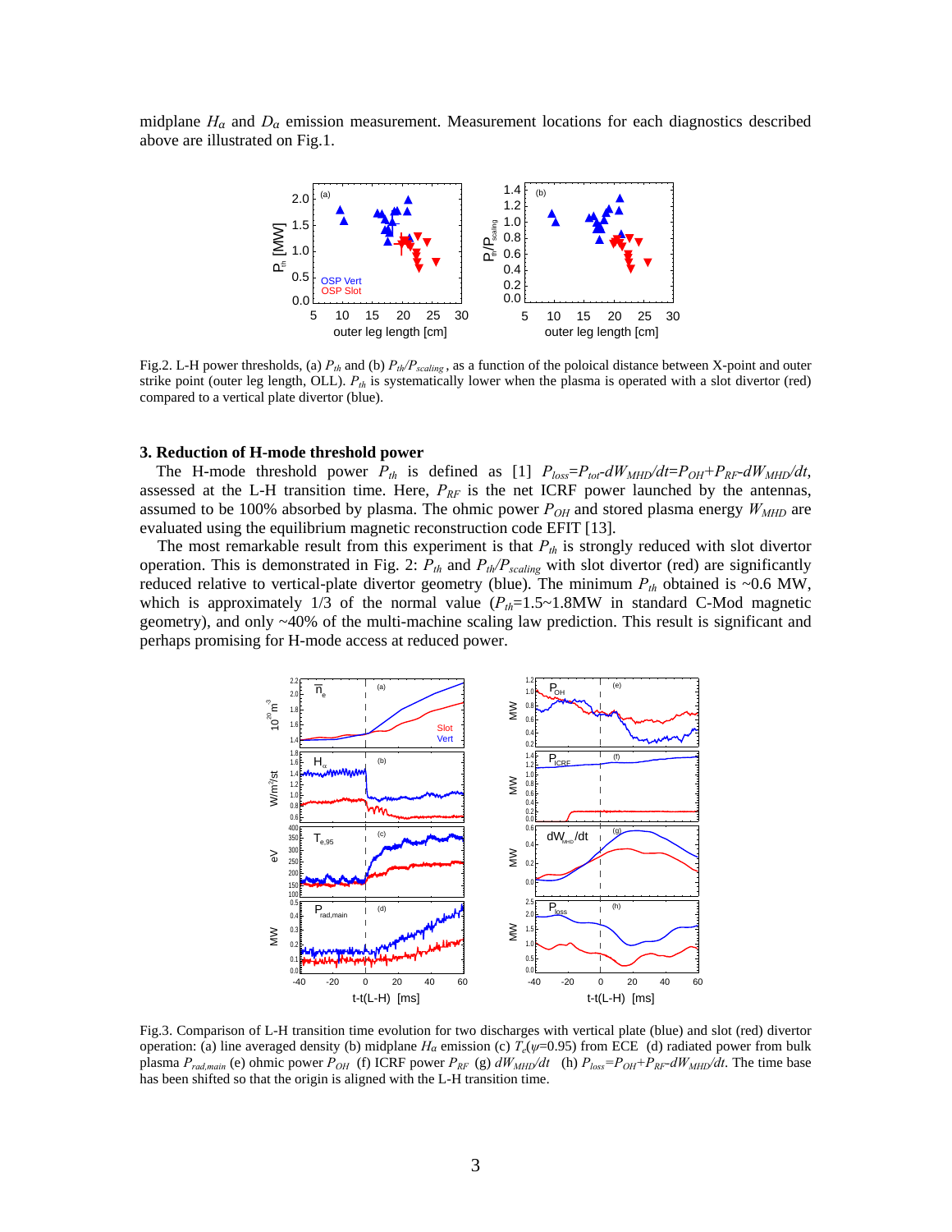midplane $H_\alpha$ and $D_\alpha$ emission measurement. Measurement locations for each diagnostics described above are illustrated on Fig.1.

Fig.2. L-H power thresholds, (a) $P_{th}$ and (b) $P_{th}/P_{scaling}$ , as a function of the poloical distance between X-point and outer strike point (outer leg length, OLL). $P_{th}$ is systematically lower when the plasma is operated with a slot divertor (red) compared to a vertical plate divertor (blue).

## 3. Reduction of H-mode threshold power

The H-mode threshold power $P_{th}$ is defined as [1] $P_{loss}=P_{tot}-dW_{MHD}/dt=P_{OH}+P_{RF}-dW_{MHD}/dt$, assessed at the L-H transition time. Here, $P_{RF}$ is the net ICRF power launched by the antennas, assumed to be 100% absorbed by plasma. The ohmic power $P_{OH}$ and stored plasma energy $W_{MHD}$ are evaluated using the equilibrium magnetic reconstruction code EFIT [13].

The most remarkable result from this experiment is that $P_{th}$ is strongly reduced with slot divertor operation. This is demonstrated in Fig. 2: $P_{th}$ and $P_{th}/P_{scaling}$ with slot divertor (red) are significantly reduced relative to vertical-plate divertor geometry (blue). The minimum $P_{th}$ obtained is ~0.6 MW, which is approximately 1/3 of the normal value ($P_{th}$=1.5~1.8MW in standard C-Mod magnetic geometry), and only ~40% of the multi-machine scaling law prediction. This result is significant and perhaps promising for H-mode access at reduced power.

Fig.3. Comparison of L-H transition time evolution for two discharges with vertical plate (blue) and slot (red) divertor operation: (a) line averaged density (b) midplane $H_\alpha$ emission (c) $T_e(\psi$=0.95) from ECE (d) radiated power from bulk plasma $P_{rad,main}$ (e) ohmic power $P_{OH}$ (f) ICRF power $P_{RF}$ (g) $dW_{MHD}/dt$ (h) $P_{loss}=P_{OH}+P_{RF}-dW_{MHD}/dt$. The time base has been shifted so that the origin is aligned with the L-H transition time.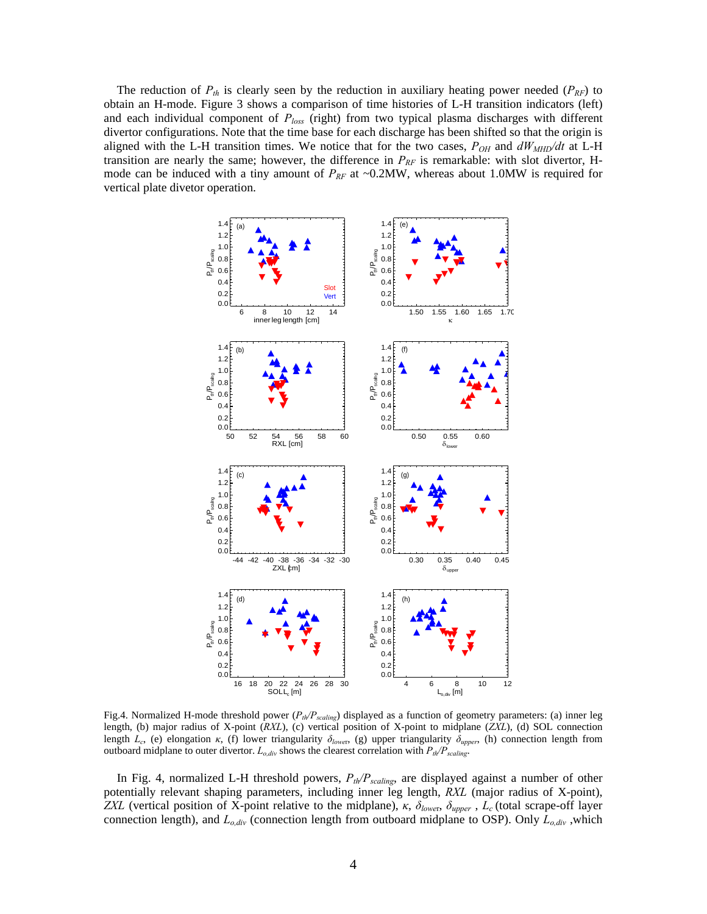The reduction of $P_{th}$ is clearly seen by the reduction in auxiliary heating power needed ($P_{RF}$) to obtain an H-mode. Figure 3 shows a comparison of time histories of L-H transition indicators (left) and each individual component of $P_{loss}$ (right) from two typical plasma discharges with different divertor configurations. Note that the time base for each discharge has been shifted so that the origin is aligned with the L-H transition times. We notice that for the two cases, $P_{OH}$ and $dW_{MHD}/dt$ at L-H transition are nearly the same; however, the difference in $P_{RF}$ is remarkable: with slot divertor, H-mode can be induced with a tiny amount of $P_{RF}$ at ~0.2MW, whereas about 1.0MW is required for vertical plate divetor operation.

Fig.4. Normalized H-mode threshold power ($P_{th}/P_{scaling}$) displayed as a function of geometry parameters: (a) inner leg length, (b) major radius of X-point (*RXL*), (c) vertical position of X-point to midplane (*ZXL*), (d) SOL connection length $L_c$, (e) elongation $\kappa$, (f) lower triangularity $\delta_{lower}$, (g) upper triangularity $\delta_{upper}$, (h) connection length from outboard midplane to outer divertor. $L_{o,div}$ shows the clearest correlation with $P_{th}/P_{scaling}$.

In Fig. 4, normalized L-H threshold powers, $P_{th}/P_{scaling}$, are displayed against a number of other potentially relevant shaping parameters, including inner leg length, *RXL* (major radius of X-point), *ZXL* (vertical position of X-point relative to the midplane), $\kappa$, $\delta_{lower}$, $\delta_{upper}$ , $L_c$ (total scrape-off layer connection length), and $L_{o,div}$ (connection length from outboard midplane to OSP). Only $L_{o,div}$ ,which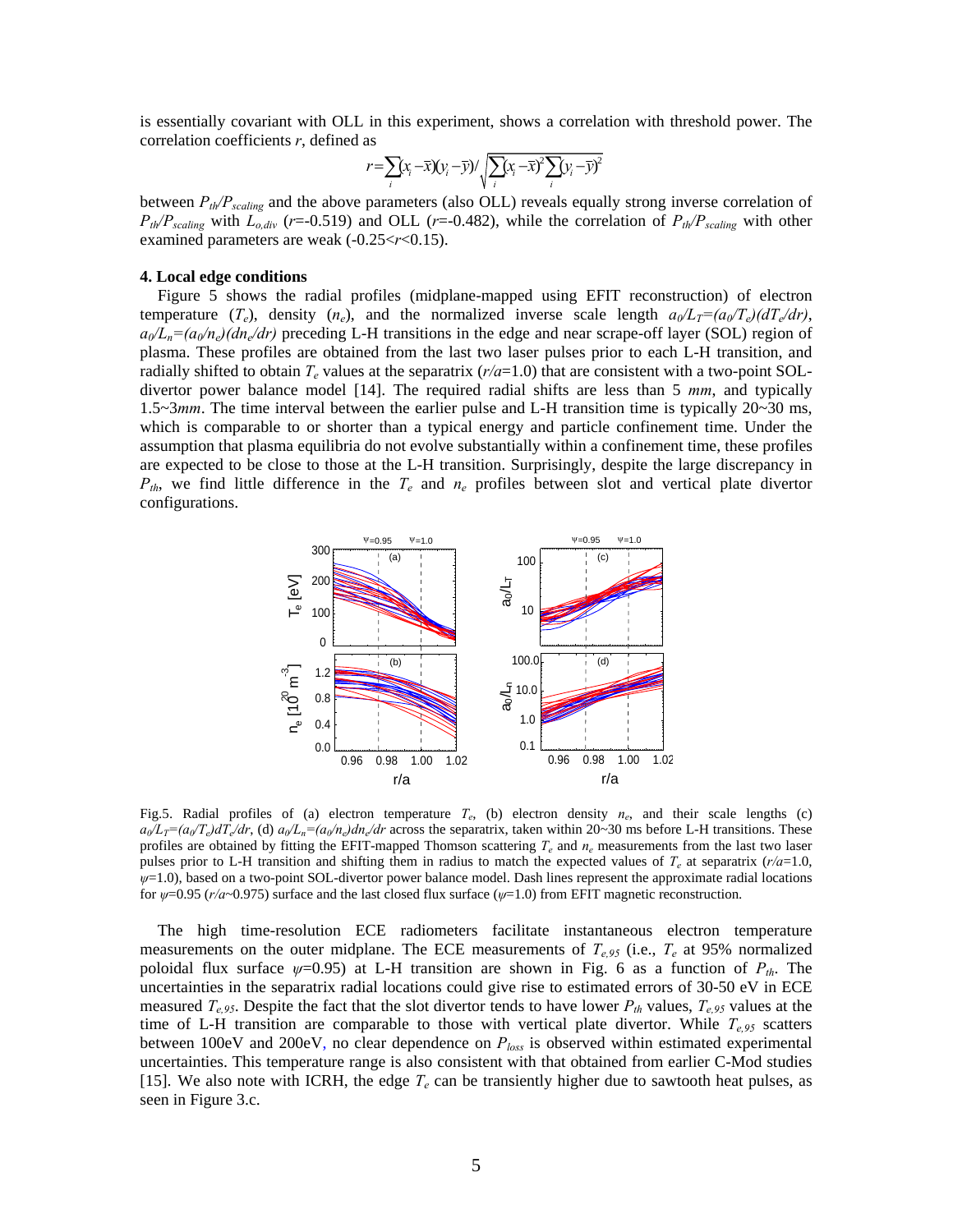is essentially covariant with OLL in this experiment, shows a correlation with threshold power. The correlation coefficients $r$, defined as

$$r=\sum_i (x_i-\bar{x})(y_i-\bar{y}) / \sqrt{\sum_i (x_i-\bar{x})^2 \sum_i (y_i-\bar{y})^2}$$

between $P_{th}/P_{scaling}$ and the above parameters (also OLL) reveals equally strong inverse correlation of $P_{th}/P_{scaling}$ with $L_{o,div}$ ($r$=-0.519) and OLL ($r$=-0.482), while the correlation of $P_{th}/P_{scaling}$ with other examined parameters are weak (-0.25<$r$<0.15).

## 4. Local edge conditions

Figure 5 shows the radial profiles (midplane-mapped using EFIT reconstruction) of electron temperature ($T_e$), density ($n_e$), and the normalized inverse scale length $a_0/L_T=(a_0/T_e)(dT_e/dr)$, $a_0/L_n=(a_0/n_e)(dn_e/dr)$ preceding L-H transitions in the edge and near scrape-off layer (SOL) region of plasma. These profiles are obtained from the last two laser pulses prior to each L-H transition, and radially shifted to obtain $T_e$ values at the separatrix ($r/a$=1.0) that are consistent with a two-point SOL-divertor power balance model [14]. The required radial shifts are less than 5 *mm*, and typically 1.5~3*mm*. The time interval between the earlier pulse and L-H transition time is typically 20~30 ms, which is comparable to or shorter than a typical energy and particle confinement time. Under the assumption that plasma equilibria do not evolve substantially within a confinement time, these profiles are expected to be close to those at the L-H transition. Surprisingly, despite the large discrepancy in $P_{th}$, we find little difference in the $T_e$ and $n_e$ profiles between slot and vertical plate divertor configurations.

Fig.5. Radial profiles of (a) electron temperature $T_e$, (b) electron density $n_e$, and their scale lengths (c) $a_0/L_T=(a_0/T_e)dT_e/dr$, (d) $a_0/L_n=(a_0/n_e)dn_e/dr$ across the separatrix, taken within 20~30 ms before L-H transitions. These profiles are obtained by fitting the EFIT-mapped Thomson scattering $T_e$ and $n_e$ measurements from the last two laser pulses prior to L-H transition and shifting them in radius to match the expected values of $T_e$ at separatrix ($r/a$=1.0, $\psi$=1.0), based on a two-point SOL-divertor power balance model. Dash lines represent the approximate radial locations for $\psi$=0.95 ($r/a$~0.975) surface and the last closed flux surface ($\psi$=1.0) from EFIT magnetic reconstruction.

The high time-resolution ECE radiometers facilitate instantaneous electron temperature measurements on the outer midplane. The ECE measurements of $T_{e,95}$ (i.e., $T_e$ at 95% normalized poloidal flux surface $\psi$=0.95) at L-H transition are shown in Fig. 6 as a function of $P_{th}$. The uncertainties in the separatrix radial locations could give rise to estimated errors of 30-50 eV in ECE measured $T_{e,95}$. Despite the fact that the slot divertor tends to have lower $P_{th}$ values, $T_{e,95}$ values at the time of L-H transition are comparable to those with vertical plate divertor. While $T_{e,95}$ scatters between 100eV and 200eV, no clear dependence on $P_{loss}$ is observed within estimated experimental uncertainties. This temperature range is also consistent with that obtained from earlier C-Mod studies [15]. We also note with ICRH, the edge $T_e$ can be transiently higher due to sawtooth heat pulses, as seen in Figure 3.c.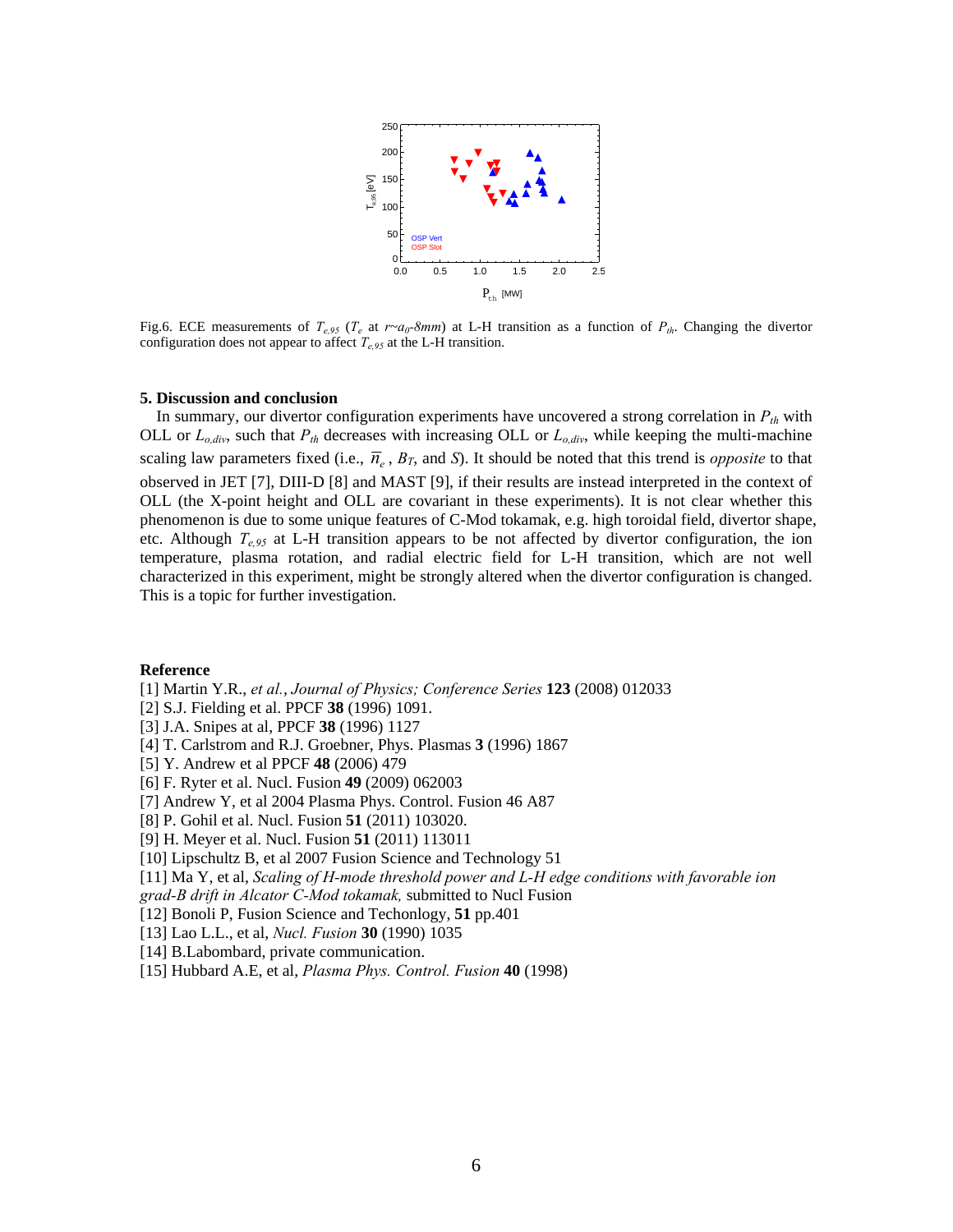250
200
150
100
50
0
0.0 0.5 1.0 1.5 2.0 2.5

$T_{e,95}$ [eV]

$P_{th}$ [MW]

OSP Vert
OSP Slot

Fig.6. ECE measurements of $T_{e,95}$ ($T_e$ at $r$~$a_0$-$8mm$) at L-H transition as a function of $P_{th}$. Changing the divertor configuration does not appear to affect $T_{e,95}$ at the L-H transition.

## 5. Discussion and conclusion

In summary, our divertor configuration experiments have uncovered a strong correlation in $P_{th}$ with OLL or $L_{o,div}$, such that $P_{th}$ decreases with increasing OLL or $L_{o,div}$, while keeping the multi-machine scaling law parameters fixed (i.e., $\bar{n}_e$, $B_T$, and $S$). It should be noted that this trend is *opposite* to that observed in JET [7], DIII-D [8] and MAST [9], if their results are instead interpreted in the context of OLL (the X-point height and OLL are covariant in these experiments). It is not clear whether this phenomenon is due to some unique features of C-Mod tokamak, e.g. high toroidal field, divertor shape, etc. Although $T_{e,95}$ at L-H transition appears to be not affected by divertor configuration, the ion temperature, plasma rotation, and radial electric field for L-H transition, which are not well characterized in this experiment, might be strongly altered when the divertor configuration is changed. This is a topic for further investigation.

## Reference

[1] Martin Y.R., *et al.*, *Journal of Physics; Conference Series* **123** (2008) 012033
[2] S.J. Fielding et al. PPCF **38** (1996) 1091.
[3] J.A. Snipes at al, PPCF **38** (1996) 1127
[4] T. Carlstrom and R.J. Groebner, Phys. Plasmas **3** (1996) 1867
[5] Y. Andrew et al PPCF **48** (2006) 479
[6] F. Ryter et al. Nucl. Fusion **49** (2009) 062003
[7] Andrew Y, et al 2004 Plasma Phys. Control. Fusion 46 A87
[8] P. Gohil et al. Nucl. Fusion **51** (2011) 103020.
[9] H. Meyer et al. Nucl. Fusion **51** (2011) 113011
[10] Lipschultz B, et al 2007 Fusion Science and Technology 51
[11] Ma Y, et al, *Scaling of H-mode threshold power and L-H edge conditions with favorable ion grad-B drift in Alcator C-Mod tokamak,* submitted to Nucl Fusion
[12] Bonoli P, Fusion Science and Techonlogy, **51** pp.401
[13] Lao L.L., et al, *Nucl. Fusion* **30** (1990) 1035
[14] B.Labombard, private communication.
[15] Hubbard A.E, et al, *Plasma Phys. Control. Fusion* **40** (1998)